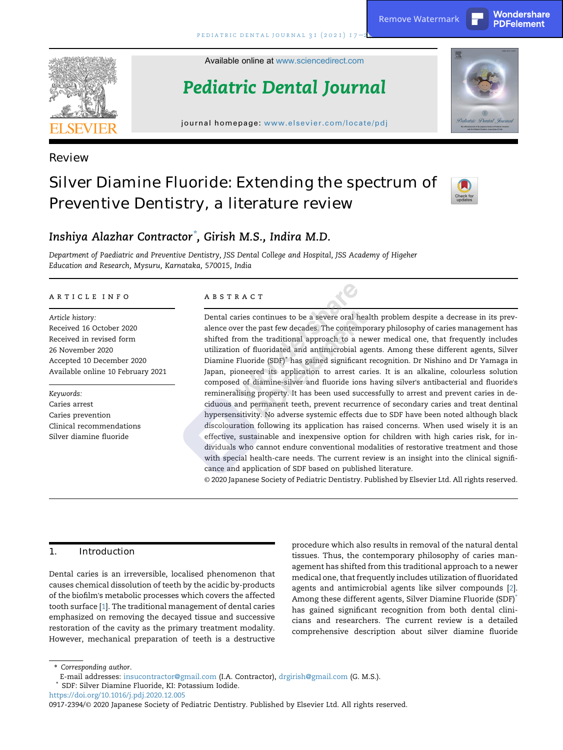Available online at www.sciencedirect.com

# Pediatric Dental Journal

journal homepage: www.elsevier.com/locate/pdj

Review

# Silver Diamine Fluoride: Extending the spectrum of Preventive Dentistry, a literature review

*Inshiya Alazhar Contractor*[*], *Girish M.S.*, *Indira M.D.*

*Department of Paediatric and Preventive Dentistry, JSS Dental College and Hospital, JSS Academy of Higeher Education and Research, Mysuru, Karnataka, 570015, India*

## ARTICLE INFO

*Article history:*
Received 16 October 2020
Received in revised form
26 November 2020
Accepted 10 December 2020
Available online 10 February 2021

*Keywords:*
Caries arrest
Caries prevention
Clinical recommendations
Silver diamine fluoride

## ABSTRACT

Dental caries continues to be a severe oral health problem despite a decrease in its prevalence over the past few decades. The contemporary philosophy of caries management has shifted from the traditional approach to a newer medical one, that frequently includes utilization of fluoridated and antimicrobial agents. Among these different agents, Silver Diamine Fluoride (SDF)[*] has gained significant recognition. Dr Nishino and Dr Yamaga in Japan, pioneered its application to arrest caries. It is an alkaline, colourless solution composed of diamine-silver and fluoride ions having silver's antibacterial and fluoride's remineralising property. It has been used successfully to arrest and prevent caries in deciduous and permanent teeth, prevent recurrence of secondary caries and treat dentinal hypersensitivity. No adverse systemic effects due to SDF have been noted although black discolouration following its application has raised concerns. When used wisely it is an effective, sustainable and inexpensive option for children with high caries risk, for individuals who cannot endure conventional modalities of restorative treatment and those with special health-care needs. The current review is an insight into the clinical significance and application of SDF based on published literature.

© 2020 Japanese Society of Pediatric Dentistry. Published by Elsevier Ltd. All rights reserved.

## 1. Introduction

Dental caries is an irreversible, localised phenomenon that causes chemical dissolution of teeth by the acidic by-products of the biofilm's metabolic processes which covers the affected tooth surface [1]. The traditional management of dental caries emphasized on removing the decayed tissue and successive restoration of the cavity as the primary treatment modality. However, mechanical preparation of teeth is a destructive procedure which also results in removal of the natural dental tissues. Thus, the contemporary philosophy of caries management has shifted from this traditional approach to a newer medical one, that frequently includes utilization of fluoridated agents and antimicrobial agents like silver compounds [2]. Among these different agents, Silver Diamine Fluoride (SDF)[*] has gained significant recognition from both dental clinicians and researchers. The current review is a detailed comprehensive description about silver diamine fluoride

\* Corresponding author.
E-mail addresses: insucontractor@gmail.com (I.A. Contractor), drgirish@gmail.com (G. M.S.).
[*] SDF: Silver Diamine Fluoride, KI: Potassium Iodide.
https://doi.org/10.1016/j.pdj.2020.12.005
0917-2394/© 2020 Japanese Society of Pediatric Dentistry. Published by Elsevier Ltd. All rights reserved.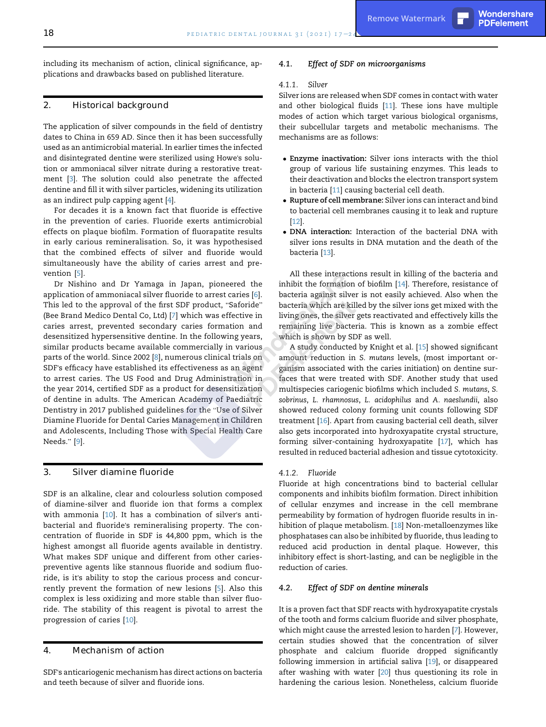including its mechanism of action, clinical significance, applications and drawbacks based on published literature.

## 2. Historical background

The application of silver compounds in the field of dentistry dates to China in 659 AD. Since then it has been successfully used as an antimicrobial material. In earlier times the infected and disintegrated dentine were sterilized using Howe's solution or ammoniacal silver nitrate during a restorative treatment [3]. The solution could also penetrate the affected dentine and fill it with silver particles, widening its utilization as an indirect pulp capping agent [4].

For decades it is a known fact that fluoride is effective in the prevention of caries. Fluoride exerts antimicrobial effects on plaque biofilm. Formation of fluorapatite results in early carious remineralisation. So, it was hypothesised that the combined effects of silver and fluoride would simultaneously have the ability of caries arrest and prevention [5].

Dr Nishino and Dr Yamaga in Japan, pioneered the application of ammoniacal silver fluoride to arrest caries [6]. This led to the approval of the first SDF product, "Saforide" (Bee Brand Medico Dental Co, Ltd) [7] which was effective in caries arrest, prevented secondary caries formation and desensitized hypersensitive dentine. In the following years, similar products became available commercially in various parts of the world. Since 2002 [8], numerous clinical trials on SDF's efficacy have established its effectiveness as an agent to arrest caries. The US Food and Drug Administration in the year 2014, certified SDF as a product for desensitization of dentine in adults. The American Academy of Paediatric Dentistry in 2017 published guidelines for the "Use of Silver Diamine Fluoride for Dental Caries Management in Children and Adolescents, Including Those with Special Health Care Needs." [9].

## 3. Silver diamine fluoride

SDF is an alkaline, clear and colourless solution composed of diamine-silver and fluoride ion that forms a complex with ammonia [10]. It has a combination of silver's antibacterial and fluoride's remineralising property. The concentration of fluoride in SDF is 44,800 ppm, which is the highest amongst all fluoride agents available in dentistry. What makes SDF unique and different from other caries-preventive agents like stannous fluoride and sodium fluoride, is it's ability to stop the carious process and concurrently prevent the formation of new lesions [5]. Also this complex is less oxidizing and more stable than silver fluoride. The stability of this reagent is pivotal to arrest the progression of caries [10].

## 4. Mechanism of action

SDF's anticariogenic mechanism has direct actions on bacteria and teeth because of silver and fluoride ions.

### 4.1. *Effect of SDF on microorganisms*

#### 4.1.1. *Silver*

Silver ions are released when SDF comes in contact with water and other biological fluids [11]. These ions have multiple modes of action which target various biological organisms, their subcellular targets and metabolic mechanisms. The mechanisms are as follows:

- **Enzyme inactivation:** Silver ions interacts with the thiol group of various life sustaining enzymes. This leads to their deactivation and blocks the electron transport system in bacteria [11] causing bacterial cell death.
- **Rupture of cell membrane:** Silver ions can interact and bind to bacterial cell membranes causing it to leak and rupture [12].
- **DNA interaction:** Interaction of the bacterial DNA with silver ions results in DNA mutation and the death of the bacteria [13].

All these interactions result in killing of the bacteria and inhibit the formation of biofilm [14]. Therefore, resistance of bacteria against silver is not easily achieved. Also when the bacteria which are killed by the silver ions get mixed with the living ones, the silver gets reactivated and effectively kills the remaining live bacteria. This is known as a zombie effect which is shown by SDF as well.

A study conducted by Knight et al. [15] showed significant amount reduction in *S. mutans* levels, (most important organism associated with the caries initiation) on dentine surfaces that were treated with SDF. Another study that used multispecies cariogenic biofilms which included *S. mutans*, *S. sobrinus*, *L. rhamnosus*, *L. acidophilus* and *A. naeslundii*, also showed reduced colony forming unit counts following SDF treatment [16]. Apart from causing bacterial cell death, silver also gets incorporated into hydroxyapatite crystal structure, forming silver-containing hydroxyapatite [17], which has resulted in reduced bacterial adhesion and tissue cytotoxicity.

#### 4.1.2. *Fluoride*

Fluoride at high concentrations bind to bacterial cellular components and inhibits biofilm formation. Direct inhibition of cellular enzymes and increase in the cell membrane permeability by formation of hydrogen fluoride results in inhibition of plaque metabolism. [18] Non-metalloenzymes like phosphatases can also be inhibited by fluoride, thus leading to reduced acid production in dental plaque. However, this inhibitory effect is short-lasting, and can be negligible in the reduction of caries.

### 4.2. *Effect of SDF on dentine minerals*

It is a proven fact that SDF reacts with hydroxyapatite crystals of the tooth and forms calcium fluoride and silver phosphate, which might cause the arrested lesion to harden [7]. However, certain studies showed that the concentration of silver phosphate and calcium fluoride dropped significantly following immersion in artificial saliva [19], or disappeared after washing with water [20] thus questioning its role in hardening the carious lesion. Nonetheless, calcium fluoride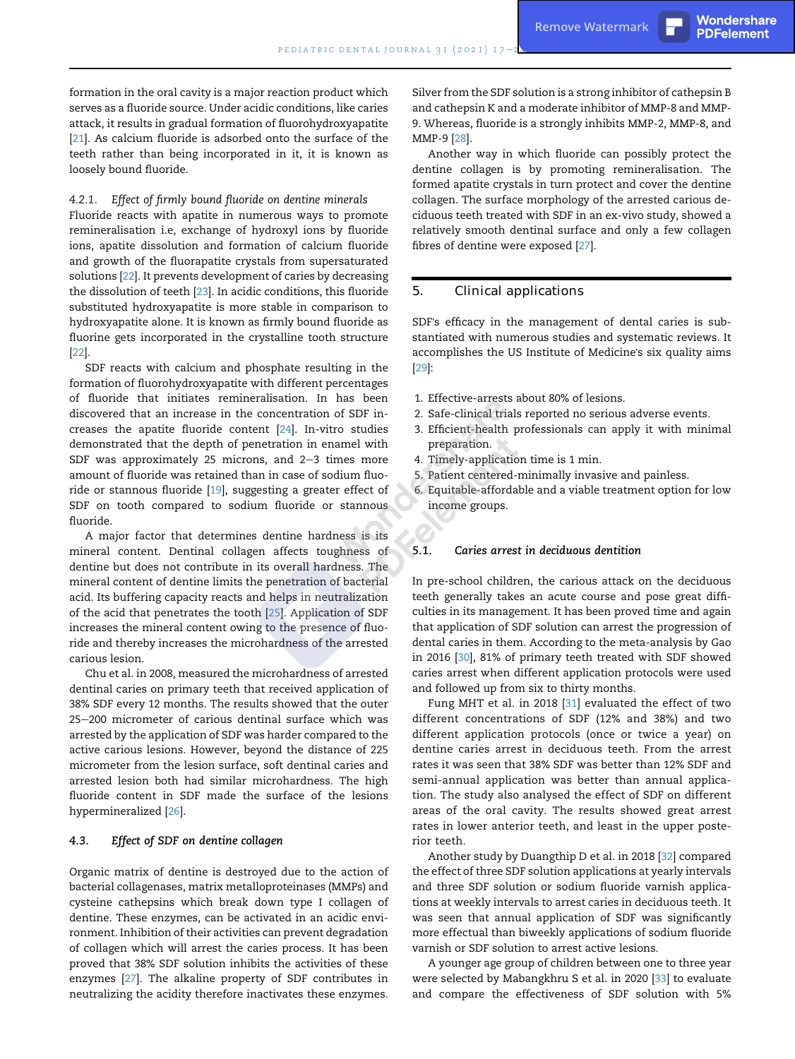formation in the oral cavity is a major reaction product which serves as a fluoride source. Under acidic conditions, like caries attack, it results in gradual formation of fluorohydroxyapatite [21]. As calcium fluoride is adsorbed onto the surface of the teeth rather than being incorporated in it, it is known as loosely bound fluoride.

#### 4.2.1. *Effect of firmly bound fluoride on dentine minerals*

Fluoride reacts with apatite in numerous ways to promote remineralisation i.e, exchange of hydroxyl ions by fluoride ions, apatite dissolution and formation of calcium fluoride and growth of the fluorapatite crystals from supersaturated solutions [22]. It prevents development of caries by decreasing the dissolution of teeth [23]. In acidic conditions, this fluoride substituted hydroxyapatite is more stable in comparison to hydroxyapatite alone. It is known as firmly bound fluoride as fluorine gets incorporated in the crystalline tooth structure [22].

SDF reacts with calcium and phosphate resulting in the formation of fluorohydroxyapatite with different percentages of fluoride that initiates remineralisation. In has been discovered that an increase in the concentration of SDF increases the apatite fluoride content [24]. In-vitro studies demonstrated that the depth of penetration in enamel with SDF was approximately 25 microns, and 2–3 times more amount of fluoride was retained than in case of sodium fluoride or stannous fluoride [19], suggesting a greater effect of SDF on tooth compared to sodium fluoride or stannous fluoride.

A major factor that determines dentine hardness is its mineral content. Dentinal collagen affects toughness of dentine but does not contribute in its overall hardness. The mineral content of dentine limits the penetration of bacterial acid. Its buffering capacity reacts and helps in neutralization of the acid that penetrates the tooth [25]. Application of SDF increases the mineral content owing to the presence of fluoride and thereby increases the microhardness of the arrested carious lesion.

Chu et al. in 2008, measured the microhardness of arrested dentinal caries on primary teeth that received application of 38% SDF every 12 months. The results showed that the outer 25–200 micrometer of carious dentinal surface which was arrested by the application of SDF was harder compared to the active carious lesions. However, beyond the distance of 225 micrometer from the lesion surface, soft dentinal caries and arrested lesion both had similar microhardness. The high fluoride content in SDF made the surface of the lesions hypermineralized [26].

### 4.3. *Effect of SDF on dentine collagen*

Organic matrix of dentine is destroyed due to the action of bacterial collagenases, matrix metalloproteinases (MMPs) and cysteine cathepsins which break down type I collagen of dentine. These enzymes, can be activated in an acidic environment. Inhibition of their activities can prevent degradation of collagen which will arrest the caries process. It has been proved that 38% SDF solution inhibits the activities of these enzymes [27]. The alkaline property of SDF contributes in neutralizing the acidity therefore inactivates these enzymes. Silver from the SDF solution is a strong inhibitor of cathepsin B and cathepsin K and a moderate inhibitor of MMP-8 and MMP-9. Whereas, fluoride is a strongly inhibits MMP-2, MMP-8, and MMP-9 [28].

Another way in which fluoride can possibly protect the dentine collagen is by promoting remineralisation. The formed apatite crystals in turn protect and cover the dentine collagen. The surface morphology of the arrested carious deciduous teeth treated with SDF in an ex-vivo study, showed a relatively smooth dentinal surface and only a few collagen fibres of dentine were exposed [27].

## 5. Clinical applications

SDF's efficacy in the management of dental caries is substantiated with numerous studies and systematic reviews. It accomplishes the US Institute of Medicine's six quality aims [29]:

1. Effective-arrests about 80% of lesions.
2. Safe-clinical trials reported no serious adverse events.
3. Efficient-health professionals can apply it with minimal preparation.
4. Timely-application time is 1 min.
5. Patient centered-minimally invasive and painless.
6. Equitable-affordable and a viable treatment option for low income groups.

### 5.1. *Caries arrest in deciduous dentition*

In pre-school children, the carious attack on the deciduous teeth generally takes an acute course and pose great difficulties in its management. It has been proved time and again that application of SDF solution can arrest the progression of dental caries in them. According to the meta-analysis by Gao in 2016 [30], 81% of primary teeth treated with SDF showed caries arrest when different application protocols were used and followed up from six to thirty months.

Fung MHT et al. in 2018 [31] evaluated the effect of two different concentrations of SDF (12% and 38%) and two different application protocols (once or twice a year) on dentine caries arrest in deciduous teeth. From the arrest rates it was seen that 38% SDF was better than 12% SDF and semi-annual application was better than annual application. The study also analysed the effect of SDF on different areas of the oral cavity. The results showed great arrest rates in lower anterior teeth, and least in the upper posterior teeth.

Another study by Duangthip D et al. in 2018 [32] compared the effect of three SDF solution applications at yearly intervals and three SDF solution or sodium fluoride varnish applications at weekly intervals to arrest caries in deciduous teeth. It was seen that annual application of SDF was significantly more effectual than biweekly applications of sodium fluoride varnish or SDF solution to arrest active lesions.

A younger age group of children between one to three year were selected by Mabangkhru S et al. in 2020 [33] to evaluate and compare the effectiveness of SDF solution with 5%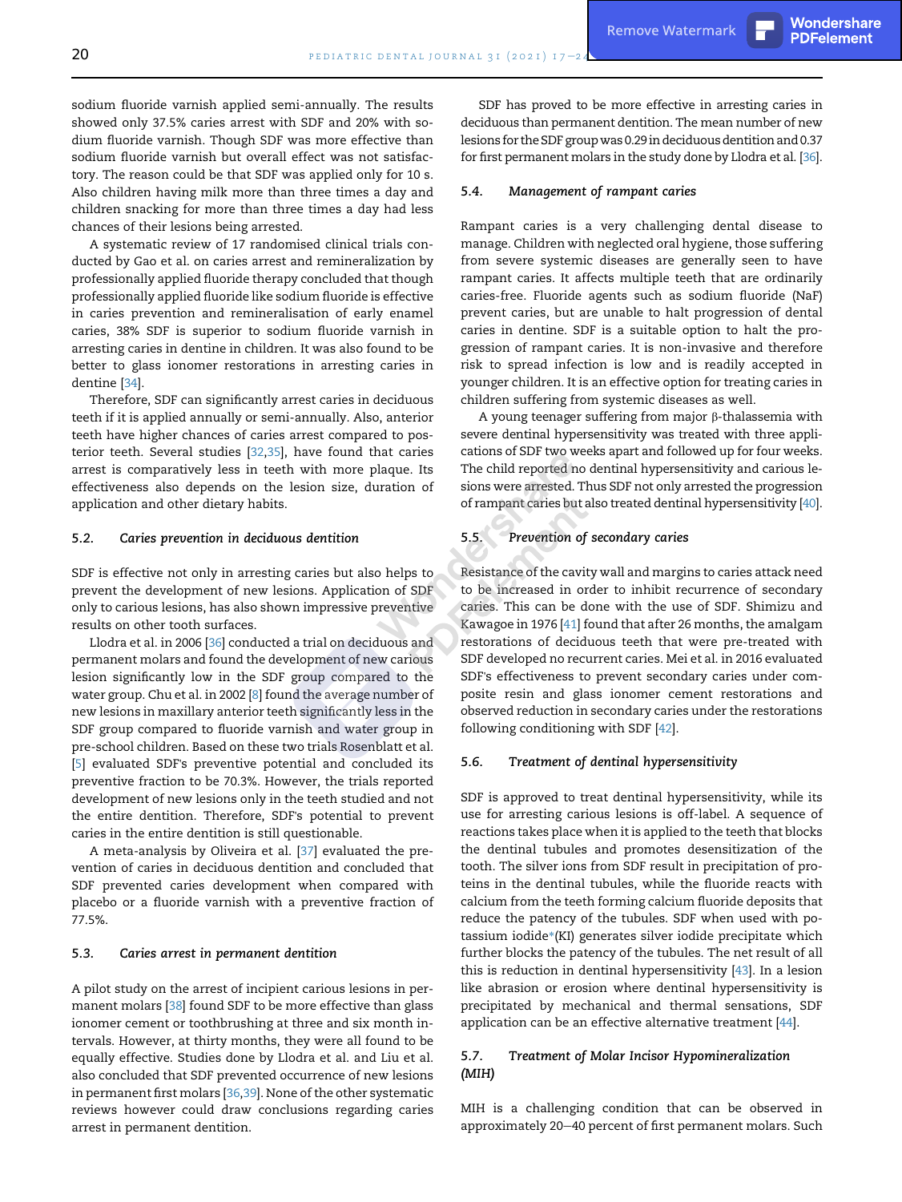sodium fluoride varnish applied semi-annually. The results showed only 37.5% caries arrest with SDF and 20% with sodium fluoride varnish. Though SDF was more effective than sodium fluoride varnish but overall effect was not satisfactory. The reason could be that SDF was applied only for 10 s. Also children having milk more than three times a day and children snacking for more than three times a day had less chances of their lesions being arrested.

A systematic review of 17 randomised clinical trials conducted by Gao et al. on caries arrest and remineralization by professionally applied fluoride therapy concluded that though professionally applied fluoride like sodium fluoride is effective in caries prevention and remineralisation of early enamel caries, 38% SDF is superior to sodium fluoride varnish in arresting caries in dentine in children. It was also found to be better to glass ionomer restorations in arresting caries in dentine [34].

Therefore, SDF can significantly arrest caries in deciduous teeth if it is applied annually or semi-annually. Also, anterior teeth have higher chances of caries arrest compared to posterior teeth. Several studies [32,35], have found that caries arrest is comparatively less in teeth with more plaque. Its effectiveness also depends on the lesion size, duration of application and other dietary habits.

### 5.2. *Caries prevention in deciduous dentition*

SDF is effective not only in arresting caries but also helps to prevent the development of new lesions. Application of SDF only to carious lesions, has also shown impressive preventive results on other tooth surfaces.

Llodra et al. in 2006 [36] conducted a trial on deciduous and permanent molars and found the development of new carious lesion significantly low in the SDF group compared to the water group. Chu et al. in 2002 [8] found the average number of new lesions in maxillary anterior teeth significantly less in the SDF group compared to fluoride varnish and water group in pre-school children. Based on these two trials Rosenblatt et al. [5] evaluated SDF's preventive potential and concluded its preventive fraction to be 70.3%. However, the trials reported development of new lesions only in the teeth studied and not the entire dentition. Therefore, SDF's potential to prevent caries in the entire dentition is still questionable.

A meta-analysis by Oliveira et al. [37] evaluated the prevention of caries in deciduous dentition and concluded that SDF prevented caries development when compared with placebo or a fluoride varnish with a preventive fraction of 77.5%.

### 5.3. *Caries arrest in permanent dentition*

A pilot study on the arrest of incipient carious lesions in permanent molars [38] found SDF to be more effective than glass ionomer cement or toothbrushing at three and six month intervals. However, at thirty months, they were all found to be equally effective. Studies done by Llodra et al. and Liu et al. also concluded that SDF prevented occurrence of new lesions in permanent first molars [36,39]. None of the other systematic reviews however could draw conclusions regarding caries arrest in permanent dentition.

SDF has proved to be more effective in arresting caries in deciduous than permanent dentition. The mean number of new lesions for the SDF group was 0.29 in deciduous dentition and 0.37 for first permanent molars in the study done by Llodra et al. [36].

### 5.4. *Management of rampant caries*

Rampant caries is a very challenging dental disease to manage. Children with neglected oral hygiene, those suffering from severe systemic diseases are generally seen to have rampant caries. It affects multiple teeth that are ordinarily caries-free. Fluoride agents such as sodium fluoride (NaF) prevent caries, but are unable to halt progression of dental caries in dentine. SDF is a suitable option to halt the progression of rampant caries. It is non-invasive and therefore risk to spread infection is low and is readily accepted in younger children. It is an effective option for treating caries in children suffering from systemic diseases as well.

A young teenager suffering from major β-thalassemia with severe dentinal hypersensitivity was treated with three applications of SDF two weeks apart and followed up for four weeks. The child reported no dentinal hypersensitivity and carious lesions were arrested. Thus SDF not only arrested the progression of rampant caries but also treated dentinal hypersensitivity [40].

### 5.5. *Prevention of secondary caries*

Resistance of the cavity wall and margins to caries attack need to be increased in order to inhibit recurrence of secondary caries. This can be done with the use of SDF. Shimizu and Kawagoe in 1976 [41] found that after 26 months, the amalgam restorations of deciduous teeth that were pre-treated with SDF developed no recurrent caries. Mei et al. in 2016 evaluated SDF's effectiveness to prevent secondary caries under composite resin and glass ionomer cement restorations and observed reduction in secondary caries under the restorations following conditioning with SDF [42].

### 5.6. *Treatment of dentinal hypersensitivity*

SDF is approved to treat dentinal hypersensitivity, while its use for arresting carious lesions is off-label. A sequence of reactions takes place when it is applied to the teeth that blocks the dentinal tubules and promotes desensitization of the tooth. The silver ions from SDF result in precipitation of proteins in the dentinal tubules, while the fluoride reacts with calcium from the teeth forming calcium fluoride deposits that reduce the patency of the tubules. SDF when used with potassium iodide*(KI) generates silver iodide precipitate which further blocks the patency of the tubules. The net result of all this is reduction in dentinal hypersensitivity [43]. In a lesion like abrasion or erosion where dentinal hypersensitivity is precipitated by mechanical and thermal sensations, SDF application can be an effective alternative treatment [44].

### 5.7. *Treatment of Molar Incisor Hypomineralization (MIH)*

MIH is a challenging condition that can be observed in approximately 20–40 percent of first permanent molars. Such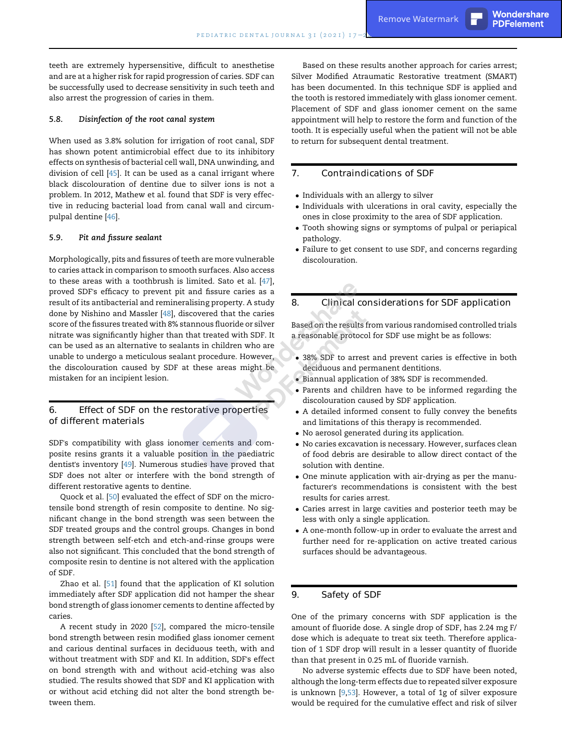teeth are extremely hypersensitive, difficult to anesthetise and are at a higher risk for rapid progression of caries. SDF can be successfully used to decrease sensitivity in such teeth and also arrest the progression of caries in them.

### 5.8. *Disinfection of the root canal system*

When used as 3.8% solution for irrigation of root canal, SDF has shown potent antimicrobial effect due to its inhibitory effects on synthesis of bacterial cell wall, DNA unwinding, and division of cell [45]. It can be used as a canal irrigant where black discolouration of dentine due to silver ions is not a problem. In 2012, Mathew et al. found that SDF is very effective in reducing bacterial load from canal wall and circumpulpal dentine [46].

### 5.9. *Pit and fissure sealant*

Morphologically, pits and fissures of teeth are more vulnerable to caries attack in comparison to smooth surfaces. Also access to these areas with a toothbrush is limited. Sato et al. [47], proved SDF's efficacy to prevent pit and fissure caries as a result of its antibacterial and remineralising property. A study done by Nishino and Massler [48], discovered that the caries score of the fissures treated with 8% stannous fluoride or silver nitrate was significantly higher than that treated with SDF. It can be used as an alternative to sealants in children who are unable to undergo a meticulous sealant procedure. However, the discolouration caused by SDF at these areas might be mistaken for an incipient lesion.

## 6. Effect of SDF on the restorative properties of different materials

SDF's compatibility with glass ionomer cements and composite resins grants it a valuable position in the paediatric dentist's inventory [49]. Numerous studies have proved that SDF does not alter or interfere with the bond strength of different restorative agents to dentine.

Quock et al. [50] evaluated the effect of SDF on the micro-tensile bond strength of resin composite to dentine. No significant change in the bond strength was seen between the SDF treated groups and the control groups. Changes in bond strength between self-etch and etch-and-rinse groups were also not significant. This concluded that the bond strength of composite resin to dentine is not altered with the application of SDF.

Zhao et al. [51] found that the application of KI solution immediately after SDF application did not hamper the shear bond strength of glass ionomer cements to dentine affected by caries.

A recent study in 2020 [52], compared the micro-tensile bond strength between resin modified glass ionomer cement and carious dentinal surfaces in deciduous teeth, with and without treatment with SDF and KI. In addition, SDF's effect on bond strength with and without acid-etching was also studied. The results showed that SDF and KI application with or without acid etching did not alter the bond strength between them.

Based on these results another approach for caries arrest; Silver Modified Atraumatic Restorative treatment (SMART) has been documented. In this technique SDF is applied and the tooth is restored immediately with glass ionomer cement. Placement of SDF and glass ionomer cement on the same appointment will help to restore the form and function of the tooth. It is especially useful when the patient will not be able to return for subsequent dental treatment.

## 7. Contraindications of SDF

- Individuals with an allergy to silver
- Individuals with ulcerations in oral cavity, especially the ones in close proximity to the area of SDF application.
- Tooth showing signs or symptoms of pulpal or periapical pathology.
- Failure to get consent to use SDF, and concerns regarding discolouration.

## 8. Clinical considerations for SDF application

Based on the results from various randomised controlled trials a reasonable protocol for SDF use might be as follows:

- 38% SDF to arrest and prevent caries is effective in both deciduous and permanent dentitions.
- Biannual application of 38% SDF is recommended.
- Parents and children have to be informed regarding the discolouration caused by SDF application.
- A detailed informed consent to fully convey the benefits and limitations of this therapy is recommended.
- No aerosol generated during its application.
- No caries excavation is necessary. However, surfaces clean of food debris are desirable to allow direct contact of the solution with dentine.
- One minute application with air-drying as per the manufacturer's recommendations is consistent with the best results for caries arrest.
- Caries arrest in large cavities and posterior teeth may be less with only a single application.
- A one-month follow-up in order to evaluate the arrest and further need for re-application on active treated carious surfaces should be advantageous.

## 9. Safety of SDF

One of the primary concerns with SDF application is the amount of fluoride dose. A single drop of SDF, has 2.24 mg F/dose which is adequate to treat six teeth. Therefore application of 1 SDF drop will result in a lesser quantity of fluoride than that present in 0.25 mL of fluoride varnish.

No adverse systemic effects due to SDF have been noted, although the long-term effects due to repeated silver exposure is unknown [9,53]. However, a total of 1g of silver exposure would be required for the cumulative effect and risk of silver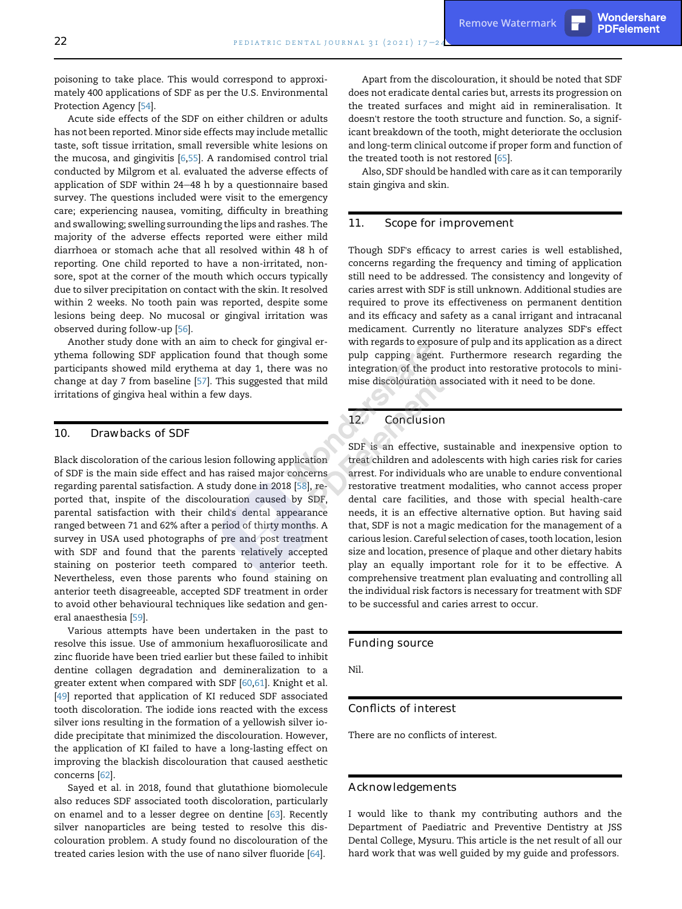poisoning to take place. This would correspond to approximately 400 applications of SDF as per the U.S. Environmental Protection Agency [54].

Acute side effects of the SDF on either children or adults has not been reported. Minor side effects may include metallic taste, soft tissue irritation, small reversible white lesions on the mucosa, and gingivitis [6,55]. A randomised control trial conducted by Milgrom et al. evaluated the adverse effects of application of SDF within 24–48 h by a questionnaire based survey. The questions included were visit to the emergency care; experiencing nausea, vomiting, difficulty in breathing and swallowing; swelling surrounding the lips and rashes. The majority of the adverse effects reported were either mild diarrhoea or stomach ache that all resolved within 48 h of reporting. One child reported to have a non-irritated, non-sore, spot at the corner of the mouth which occurs typically due to silver precipitation on contact with the skin. It resolved within 2 weeks. No tooth pain was reported, despite some lesions being deep. No mucosal or gingival irritation was observed during follow-up [56].

Another study done with an aim to check for gingival erythema following SDF application found that though some participants showed mild erythema at day 1, there was no change at day 7 from baseline [57]. This suggested that mild irritations of gingiva heal within a few days.

## 10. Drawbacks of SDF

Black discoloration of the carious lesion following application of SDF is the main side effect and has raised major concerns regarding parental satisfaction. A study done in 2018 [58], reported that, inspite of the discolouration caused by SDF, parental satisfaction with their child's dental appearance ranged between 71 and 62% after a period of thirty months. A survey in USA used photographs of pre and post treatment with SDF and found that the parents relatively accepted staining on posterior teeth compared to anterior teeth. Nevertheless, even those parents who found staining on anterior teeth disagreeable, accepted SDF treatment in order to avoid other behavioural techniques like sedation and general anaesthesia [59].

Various attempts have been undertaken in the past to resolve this issue. Use of ammonium hexafluorosilicate and zinc fluoride have been tried earlier but these failed to inhibit dentine collagen degradation and demineralization to a greater extent when compared with SDF [60,61]. Knight et al. [49] reported that application of KI reduced SDF associated tooth discoloration. The iodide ions reacted with the excess silver ions resulting in the formation of a yellowish silver iodide precipitate that minimized the discolouration. However, the application of KI failed to have a long-lasting effect on improving the blackish discolouration that caused aesthetic concerns [62].

Sayed et al. in 2018, found that glutathione biomolecule also reduces SDF associated tooth discoloration, particularly on enamel and to a lesser degree on dentine [63]. Recently silver nanoparticles are being tested to resolve this discolouration problem. A study found no discolouration of the treated caries lesion with the use of nano silver fluoride [64].

Apart from the discolouration, it should be noted that SDF does not eradicate dental caries but, arrests its progression on the treated surfaces and might aid in remineralisation. It doesn't restore the tooth structure and function. So, a significant breakdown of the tooth, might deteriorate the occlusion and long-term clinical outcome if proper form and function of the treated tooth is not restored [65].

Also, SDF should be handled with care as it can temporarily stain gingiva and skin.

## 11. Scope for improvement

Though SDF's efficacy to arrest caries is well established, concerns regarding the frequency and timing of application still need to be addressed. The consistency and longevity of caries arrest with SDF is still unknown. Additional studies are required to prove its effectiveness on permanent dentition and its efficacy and safety as a canal irrigant and intracanal medicament. Currently no literature analyzes SDF's effect with regards to exposure of pulp and its application as a direct pulp capping agent. Furthermore research regarding the integration of the product into restorative protocols to minimise discolouration associated with it need to be done.

## 12. Conclusion

SDF is an effective, sustainable and inexpensive option to treat children and adolescents with high caries risk for caries arrest. For individuals who are unable to endure conventional restorative treatment modalities, who cannot access proper dental care facilities, and those with special health-care needs, it is an effective alternative option. But having said that, SDF is not a magic medication for the management of a carious lesion. Careful selection of cases, tooth location, lesion size and location, presence of plaque and other dietary habits play an equally important role for it to be effective. A comprehensive treatment plan evaluating and controlling all the individual risk factors is necessary for treatment with SDF to be successful and caries arrest to occur.

## Funding source

Nil.

## Conflicts of interest

There are no conflicts of interest.

## Acknowledgements

I would like to thank my contributing authors and the Department of Paediatric and Preventive Dentistry at JSS Dental College, Mysuru. This article is the net result of all our hard work that was well guided by my guide and professors.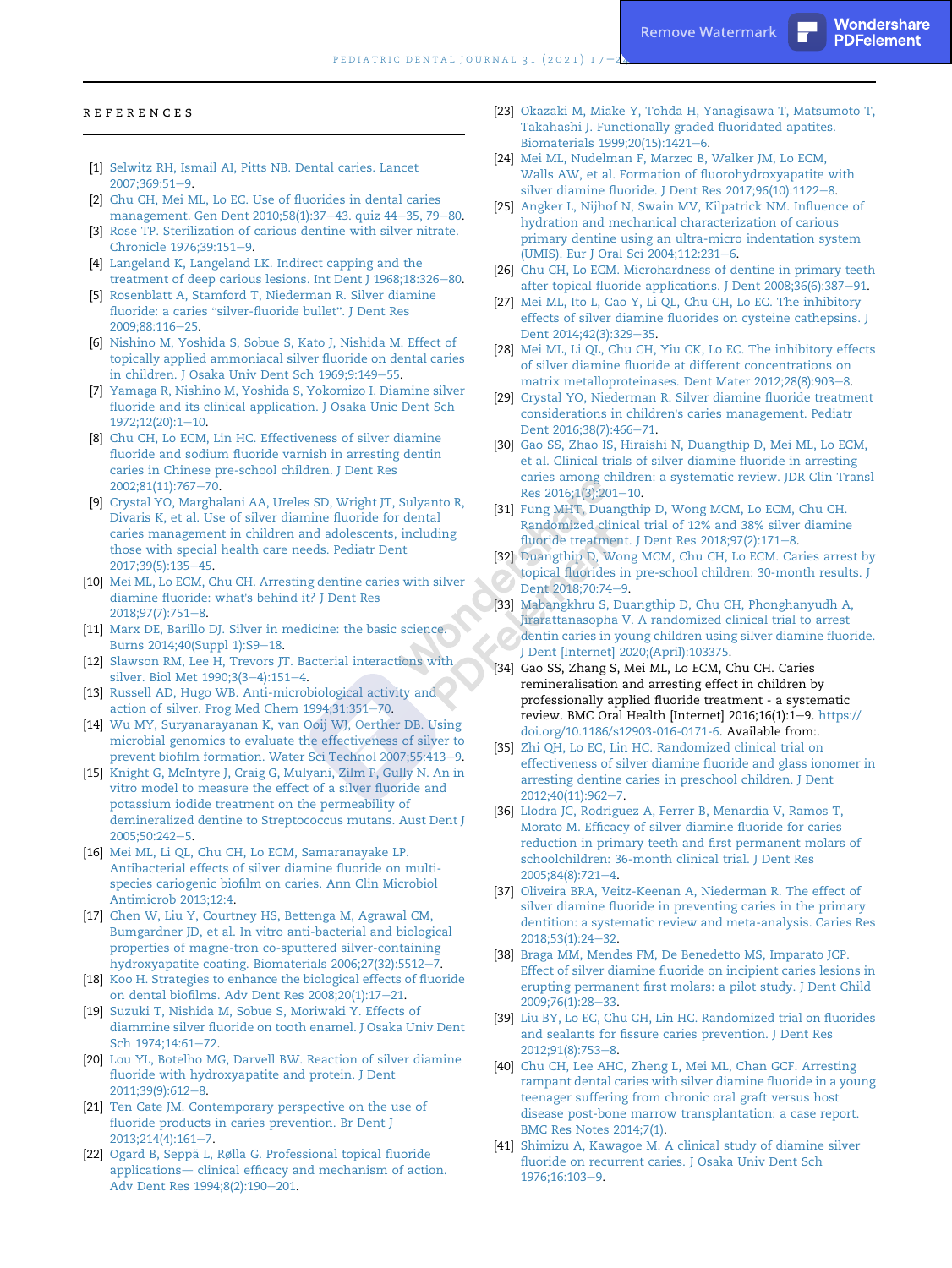## REFERENCES

[1] Selwitz RH, Ismail AI, Pitts NB. Dental caries. Lancet 2007;369:51–9.

[2] Chu CH, Mei ML, Lo EC. Use of fluorides in dental caries management. Gen Dent 2010;58(1):37–43. quiz 44–35, 79–80.

[3] Rose TP. Sterilization of carious dentine with silver nitrate. Chronicle 1976;39:151–9.

[4] Langeland K, Langeland LK. Indirect capping and the treatment of deep carious lesions. Int Dent J 1968;18:326–80.

[5] Rosenblatt A, Stamford T, Niederman R. Silver diamine fluoride: a caries "silver-fluoride bullet". J Dent Res 2009;88:116–25.

[6] Nishino M, Yoshida S, Sobue S, Kato J, Nishida M. Effect of topically applied ammoniacal silver fluoride on dental caries in children. J Osaka Univ Dent Sch 1969;9:149–55.

[7] Yamaga R, Nishino M, Yoshida S, Yokomizo I. Diamine silver fluoride and its clinical application. J Osaka Unic Dent Sch 1972;12(20):1–10.

[8] Chu CH, Lo ECM, Lin HC. Effectiveness of silver diamine fluoride and sodium fluoride varnish in arresting dentin caries in Chinese pre-school children. J Dent Res 2002;81(11):767–70.

[9] Crystal YO, Marghalani AA, Ureles SD, Wright JT, Sulyanto R, Divaris K, et al. Use of silver diamine fluoride for dental caries management in children and adolescents, including those with special health care needs. Pediatr Dent 2017;39(5):135–45.

[10] Mei ML, Lo ECM, Chu CH. Arresting dentine caries with silver diamine fluoride: what's behind it? J Dent Res 2018;97(7):751–8.

[11] Marx DE, Barillo DJ. Silver in medicine: the basic science. Burns 2014;40(Suppl 1):S9–18.

[12] Slawson RM, Lee H, Trevors JT. Bacterial interactions with silver. Biol Met 1990;3(3–4):151–4.

[13] Russell AD, Hugo WB. Anti-microbiological activity and action of silver. Prog Med Chem 1994;31:351–70.

[14] Wu MY, Suryanarayanan K, van Ooij WJ, Oerther DB. Using microbial genomics to evaluate the effectiveness of silver to prevent biofilm formation. Water Sci Technol 2007;55:413–9.

[15] Knight G, McIntyre J, Craig G, Mulyani, Zilm P, Gully N. An in vitro model to measure the effect of a silver fluoride and potassium iodide treatment on the permeability of demineralized dentine to Streptococcus mutans. Aust Dent J 2005;50:242–5.

[16] Mei ML, Li QL, Chu CH, Lo ECM, Samaranayake LP. Antibacterial effects of silver diamine fluoride on multi-species cariogenic biofilm on caries. Ann Clin Microbiol Antimicrob 2013;12:4.

[17] Chen W, Liu Y, Courtney HS, Bettenga M, Agrawal CM, Bumgardner JD, et al. In vitro anti-bacterial and biological properties of magne-tron co-sputtered silver-containing hydroxyapatite coating. Biomaterials 2006;27(32):5512–7.

[18] Koo H. Strategies to enhance the biological effects of fluoride on dental biofilms. Adv Dent Res 2008;20(1):17–21.

[19] Suzuki T, Nishida M, Sobue S, Moriwaki Y. Effects of diammine silver fluoride on tooth enamel. J Osaka Univ Dent Sch 1974;14:61–72.

[20] Lou YL, Botelho MG, Darvell BW. Reaction of silver diamine fluoride with hydroxyapatite and protein. J Dent 2011;39(9):612–8.

[21] Ten Cate JM. Contemporary perspective on the use of fluoride products in caries prevention. Br Dent J 2013;214(4):161–7.

[22] Ogard B, Seppä L, Rølla G. Professional topical fluoride applications— clinical efficacy and mechanism of action. Adv Dent Res 1994;8(2):190–201.

[23] Okazaki M, Miake Y, Tohda H, Yanagisawa T, Matsumoto T, Takahashi J. Functionally graded fluoridated apatites. Biomaterials 1999;20(15):1421–6.

[24] Mei ML, Nudelman F, Marzec B, Walker JM, Lo ECM, Walls AW, et al. Formation of fluorohydroxyapatite with silver diamine fluoride. J Dent Res 2017;96(10):1122–8.

[25] Angker L, Nijhof N, Swain MV, Kilpatrick NM. Influence of hydration and mechanical characterization of carious primary dentine using an ultra-micro indentation system (UMIS). Eur J Oral Sci 2004;112:231–6.

[26] Chu CH, Lo ECM. Microhardness of dentine in primary teeth after topical fluoride applications. J Dent 2008;36(6):387–91.

[27] Mei ML, Ito L, Cao Y, Li QL, Chu CH, Lo EC. The inhibitory effects of silver diamine fluorides on cysteine cathepsins. J Dent 2014;42(3):329–35.

[28] Mei ML, Li QL, Chu CH, Yiu CK, Lo EC. The inhibitory effects of silver diamine fluoride at different concentrations on matrix metalloproteinases. Dent Mater 2012;28(8):903–8.

[29] Crystal YO, Niederman R. Silver diamine fluoride treatment considerations in children's caries management. Pediatr Dent 2016;38(7):466–71.

[30] Gao SS, Zhao IS, Hiraishi N, Duangthip D, Mei ML, Lo ECM, et al. Clinical trials of silver diamine fluoride in arresting caries among children: a systematic review. JDR Clin Transl Res 2016;1(3):201–10.

[31] Fung MHT, Duangthip D, Wong MCM, Lo ECM, Chu CH. Randomized clinical trial of 12% and 38% silver diamine fluoride treatment. J Dent Res 2018;97(2):171–8.

[32] Duangthip D, Wong MCM, Chu CH, Lo ECM. Caries arrest by topical fluorides in pre-school children: 30-month results. J Dent 2018;70:74–9.

[33] Mabangkhru S, Duangthip D, Chu CH, Phonghanyudh A, Jirarattanasopha V. A randomized clinical trial to arrest dentin caries in young children using silver diamine fluoride. J Dent [Internet] 2020;(April):103375.

[34] Gao SS, Zhang S, Mei ML, Lo ECM, Chu CH. Caries remineralisation and arresting effect in children by professionally applied fluoride treatment - a systematic review. BMC Oral Health [Internet] 2016;16(1):1–9. https://doi.org/10.1186/s12903-016-0171-6. Available from:.

[35] Zhi QH, Lo EC, Lin HC. Randomized clinical trial on effectiveness of silver diamine fluoride and glass ionomer in arresting dentine caries in preschool children. J Dent 2012;40(11):962–7.

[36] Llodra JC, Rodriguez A, Ferrer B, Menardia V, Ramos T, Morato M. Efficacy of silver diamine fluoride for caries reduction in primary teeth and first permanent molars of schoolchildren: 36-month clinical trial. J Dent Res 2005;84(8):721–4.

[37] Oliveira BRA, Veitz-Keenan A, Niederman R. The effect of silver diamine fluoride in preventing caries in the primary dentition: a systematic review and meta-analysis. Caries Res 2018;53(1):24–32.

[38] Braga MM, Mendes FM, De Benedetto MS, Imparato JCP. Effect of silver diamine fluoride on incipient caries lesions in erupting permanent first molars: a pilot study. J Dent Child 2009;76(1):28–33.

[39] Liu BY, Lo EC, Chu CH, Lin HC. Randomized trial on fluorides and sealants for fissure caries prevention. J Dent Res 2012;91(8):753–8.

[40] Chu CH, Lee AHC, Zheng L, Mei ML, Chan GCF. Arresting rampant dental caries with silver diamine fluoride in a young teenager suffering from chronic oral graft versus host disease post-bone marrow transplantation: a case report. BMC Res Notes 2014;7(1).

[41] Shimizu A, Kawagoe M. A clinical study of diamine silver fluoride on recurrent caries. J Osaka Univ Dent Sch 1976;16:103–9.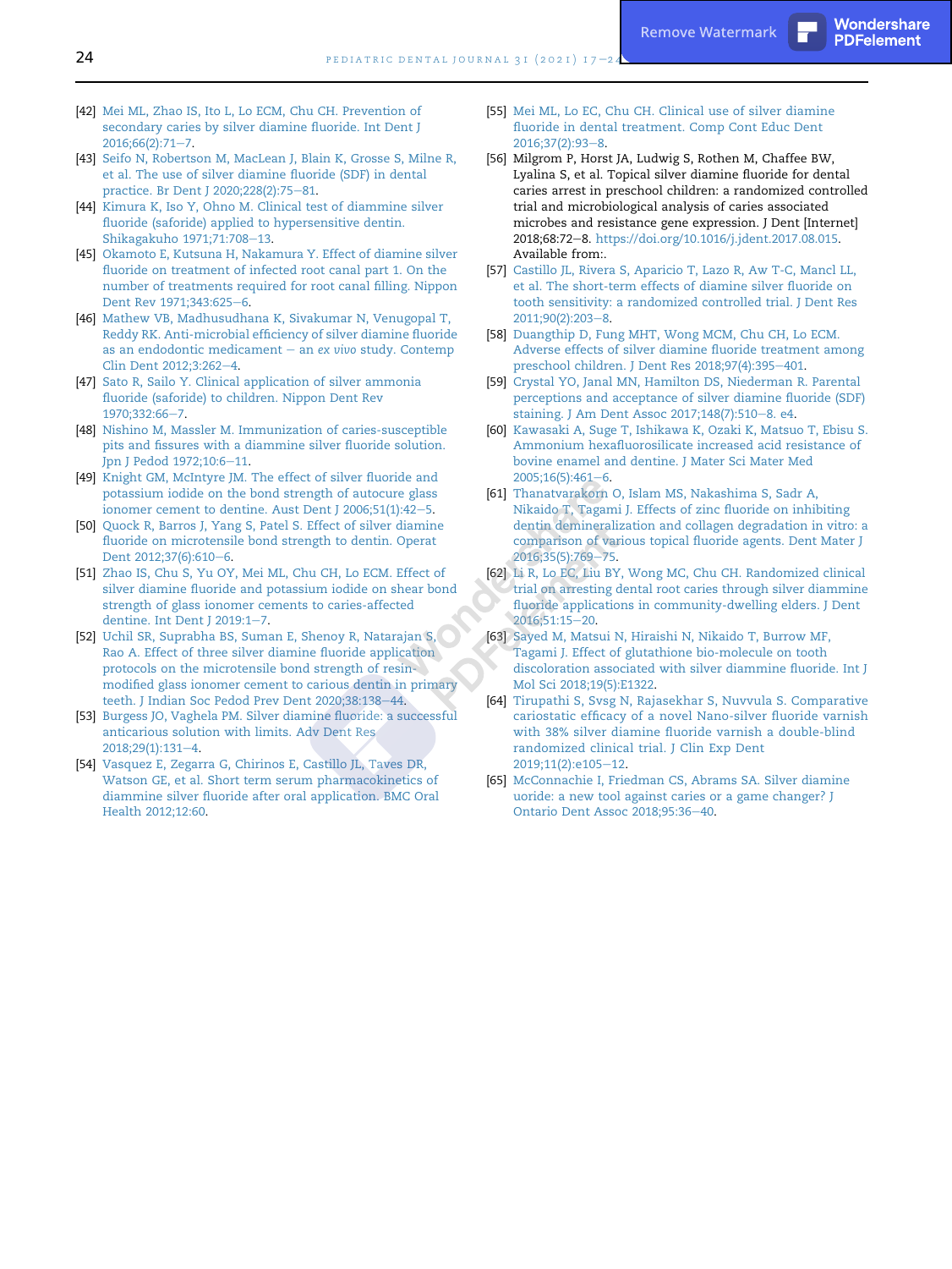[42] Mei ML, Zhao IS, Ito L, Lo ECM, Chu CH. Prevention of secondary caries by silver diamine fluoride. Int Dent J 2016;66(2):71–7.

[43] Seifo N, Robertson M, MacLean J, Blain K, Grosse S, Milne R, et al. The use of silver diamine fluoride (SDF) in dental practice. Br Dent J 2020;228(2):75–81.

[44] Kimura K, Iso Y, Ohno M. Clinical test of diammine silver fluoride (saforide) applied to hypersensitive dentin. Shikagakuho 1971;71:708–13.

[45] Okamoto E, Kutsuna H, Nakamura Y. Effect of diamine silver fluoride on treatment of infected root canal part 1. On the number of treatments required for root canal filling. Nippon Dent Rev 1971;343:625–6.

[46] Mathew VB, Madhusudhana K, Sivakumar N, Venugopal T, Reddy RK. Anti-microbial efficiency of silver diamine fluoride as an endodontic medicament – an *ex vivo* study. Contemp Clin Dent 2012;3:262–4.

[47] Sato R, Sailo Y. Clinical application of silver ammonia fluoride (saforide) to children. Nippon Dent Rev 1970;332:66–7.

[48] Nishino M, Massler M. Immunization of caries-susceptible pits and fissures with a diammine silver fluoride solution. Jpn J Pedod 1972;10:6–11.

[49] Knight GM, McIntyre JM. The effect of silver fluoride and potassium iodide on the bond strength of autocure glass ionomer cement to dentine. Aust Dent J 2006;51(1):42–5.

[50] Quock R, Barros J, Yang S, Patel S. Effect of silver diamine fluoride on microtensile bond strength to dentin. Operat Dent 2012;37(6):610–6.

[51] Zhao IS, Chu S, Yu OY, Mei ML, Chu CH, Lo ECM. Effect of silver diamine fluoride and potassium iodide on shear bond strength of glass ionomer cements to caries-affected dentine. Int Dent J 2019:1–7.

[52] Uchil SR, Suprabha BS, Suman E, Shenoy R, Natarajan S, Rao A. Effect of three silver diamine fluoride application protocols on the microtensile bond strength of resin-modified glass ionomer cement to carious dentin in primary teeth. J Indian Soc Pedod Prev Dent 2020;38:138–44.

[53] Burgess JO, Vaghela PM. Silver diamine fluoride: a successful anticarious solution with limits. Adv Dent Res 2018;29(1):131–4.

[54] Vasquez E, Zegarra G, Chirinos E, Castillo JL, Taves DR, Watson GE, et al. Short term serum pharmacokinetics of diammine silver fluoride after oral application. BMC Oral Health 2012;12:60.

[55] Mei ML, Lo EC, Chu CH. Clinical use of silver diamine fluoride in dental treatment. Comp Cont Educ Dent 2016;37(2):93–8.

[56] Milgrom P, Horst JA, Ludwig S, Rothen M, Chaffee BW, Lyalina S, et al. Topical silver diamine fluoride for dental caries arrest in preschool children: a randomized controlled trial and microbiological analysis of caries associated microbes and resistance gene expression. J Dent [Internet] 2018;68:72–8. https://doi.org/10.1016/j.jdent.2017.08.015. Available from:.

[57] Castillo JL, Rivera S, Aparicio T, Lazo R, Aw T-C, Mancl LL, et al. The short-term effects of diamine silver fluoride on tooth sensitivity: a randomized controlled trial. J Dent Res 2011;90(2):203–8.

[58] Duangthip D, Fung MHT, Wong MCM, Chu CH, Lo ECM. Adverse effects of silver diamine fluoride treatment among preschool children. J Dent Res 2018;97(4):395–401.

[59] Crystal YO, Janal MN, Hamilton DS, Niederman R. Parental perceptions and acceptance of silver diamine fluoride (SDF) staining. J Am Dent Assoc 2017;148(7):510–8. e4.

[60] Kawasaki A, Suge T, Ishikawa K, Ozaki K, Matsuo T, Ebisu S. Ammonium hexafluorosilicate increased acid resistance of bovine enamel and dentine. J Mater Sci Mater Med 2005;16(5):461–6.

[61] Thanatvarakorn O, Islam MS, Nakashima S, Sadr A, Nikaido T, Tagami J. Effects of zinc fluoride on inhibiting dentin demineralization and collagen degradation in vitro: a comparison of various topical fluoride agents. Dent Mater J 2016;35(5):769–75.

[62] Li R, Lo EC, Liu BY, Wong MC, Chu CH. Randomized clinical trial on arresting dental root caries through silver diammine fluoride applications in community-dwelling elders. J Dent 2016;51:15–20.

[63] Sayed M, Matsui N, Hiraishi N, Nikaido T, Burrow MF, Tagami J. Effect of glutathione bio-molecule on tooth discoloration associated with silver diammine fluoride. Int J Mol Sci 2018;19(5):E1322.

[64] Tirupathi S, Svsg N, Rajasekhar S, Nuvvula S. Comparative cariostatic efficacy of a novel Nano-silver fluoride varnish with 38% silver diamine fluoride varnish a double-blind randomized clinical trial. J Clin Exp Dent 2019;11(2):e105–12.

[65] McConnachie I, Friedman CS, Abrams SA. Silver diamine uoride: a new tool against caries or a game changer? J Ontario Dent Assoc 2018;95:36–40.